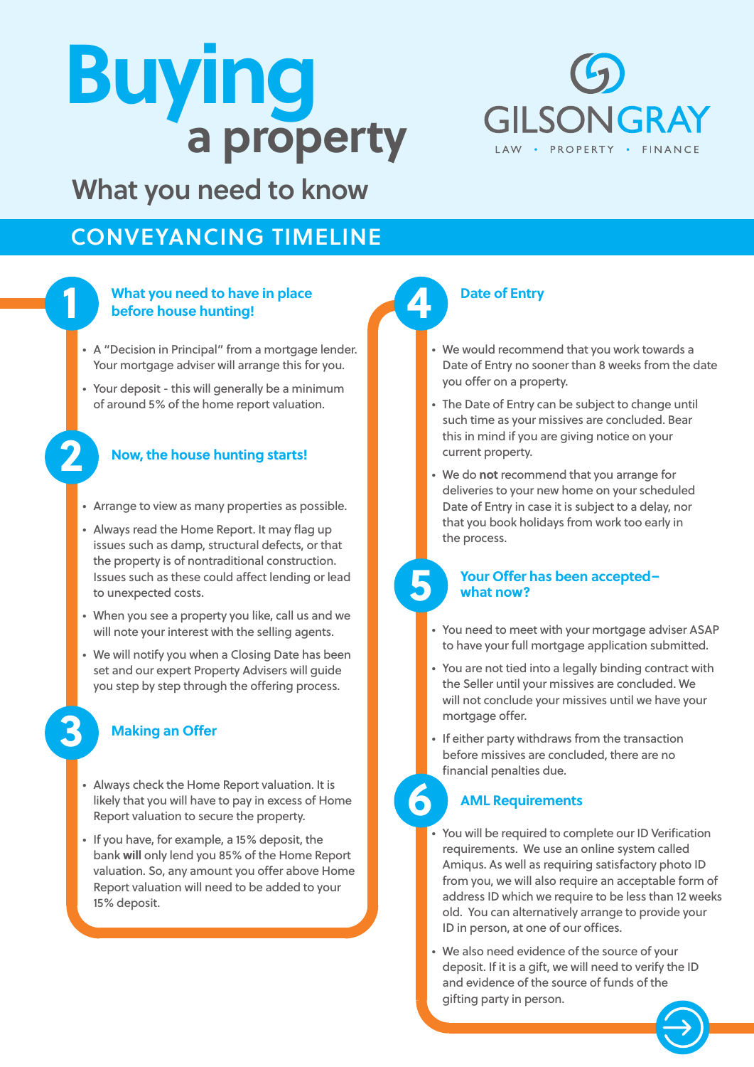# Buying a property

## What you need to know

GILSONGRAY

LAW • PROPERTY • FINANCE

## CONVEYANCING TIMELINE

### 1 What you need to have in place before house hunting!

- A "Decision in Principal" from a mortgage lender. Your mortgage adviser will arrange this for you.
- Your deposit - this will generally be a minimum of around 5% of the home report valuation.

### 2 Now, the house hunting starts!

- Arrange to view as many properties as possible.
- Always read the Home Report. It may flag up issues such as damp, structural defects, or that the property is of nontraditional construction. Issues such as these could affect lending or lead to unexpected costs.
- When you see a property you like, call us and we will note your interest with the selling agents.
- We will notify you when a Closing Date has been set and our expert Property Advisers will guide you step by step through the offering process.

### 3 Making an Offer

- Always check the Home Report valuation. It is likely that you will have to pay in excess of Home Report valuation to secure the property.
- If you have, for example, a 15% deposit, the bank **will** only lend you 85% of the Home Report valuation. So, any amount you offer above Home Report valuation will need to be added to your 15% deposit.

### 4 Date of Entry

- We would recommend that you work towards a Date of Entry no sooner than 8 weeks from the date you offer on a property.
- The Date of Entry can be subject to change until such time as your missives are concluded. Bear this in mind if you are giving notice on your current property.
- We do **not** recommend that you arrange for deliveries to your new home on your scheduled Date of Entry in case it is subject to a delay, nor that you book holidays from work too early in the process.

### 5 Your Offer has been accepted– what now?

- You need to meet with your mortgage adviser ASAP to have your full mortgage application submitted.
- You are not tied into a legally binding contract with the Seller until your missives are concluded. We will not conclude your missives until we have your mortgage offer.
- If either party withdraws from the transaction before missives are concluded, there are no financial penalties due.

### 6 AML Requirements

- You will be required to complete our ID Verification requirements. We use an online system called Amiqus. As well as requiring satisfactory photo ID from you, we will also require an acceptable form of address ID which we require to be less than 12 weeks old. You can alternatively arrange to provide your ID in person, at one of our offices.
- We also need evidence of the source of your deposit. If it is a gift, we will need to verify the ID and evidence of the source of funds of the gifting party in person.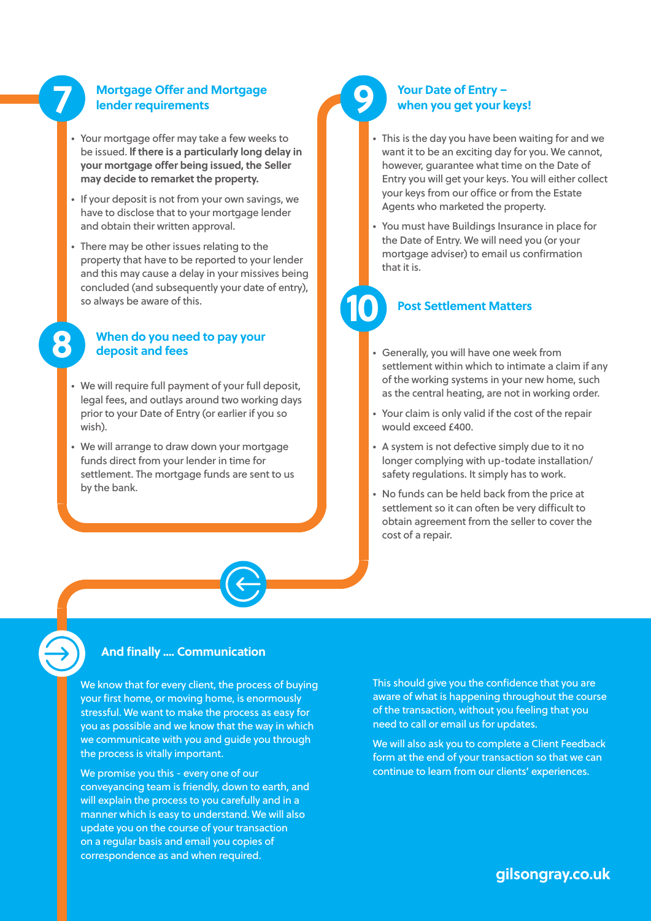## 7 Mortgage Offer and Mortgage lender requirements

- Your mortgage offer may take a few weeks to be issued. **If there is a particularly long delay in your mortgage offer being issued, the Seller may decide to remarket the property.**
- If your deposit is not from your own savings, we have to disclose that to your mortgage lender and obtain their written approval.
- There may be other issues relating to the property that have to be reported to your lender and this may cause a delay in your missives being concluded (and subsequently your date of entry), so always be aware of this.

## 8 When do you need to pay your deposit and fees

- We will require full payment of your full deposit, legal fees, and outlays around two working days prior to your Date of Entry (or earlier if you so wish).
- We will arrange to draw down your mortgage funds direct from your lender in time for settlement. The mortgage funds are sent to us by the bank.

## 9 Your Date of Entry – when you get your keys!

- This is the day you have been waiting for and we want it to be an exciting day for you. We cannot, however, guarantee what time on the Date of Entry you will get your keys. You will either collect your keys from our office or from the Estate Agents who marketed the property.
- You must have Buildings Insurance in place for the Date of Entry. We will need you (or your mortgage adviser) to email us confirmation that it is.

## 10 Post Settlement Matters

- Generally, you will have one week from settlement within which to intimate a claim if any of the working systems in your new home, such as the central heating, are not in working order.
- Your claim is only valid if the cost of the repair would exceed £400.
- A system is not defective simply due to it no longer complying with up-todate installation/ safety regulations. It simply has to work.
- No funds can be held back from the price at settlement so it can often be very difficult to obtain agreement from the seller to cover the cost of a repair.

## And finally .... Communication

We know that for every client, the process of buying your first home, or moving home, is enormously stressful. We want to make the process as easy for you as possible and we know that the way in which we communicate with you and guide you through the process is vitally important.

We promise you this - every one of our conveyancing team is friendly, down to earth, and will explain the process to you carefully and in a manner which is easy to understand. We will also update you on the course of your transaction on a regular basis and email you copies of correspondence as and when required.

This should give you the confidence that you are aware of what is happening throughout the course of the transaction, without you feeling that you need to call or email us for updates.

We will also ask you to complete a Client Feedback form at the end of your transaction so that we can continue to learn from our clients' experiences.

gilsongray.co.uk